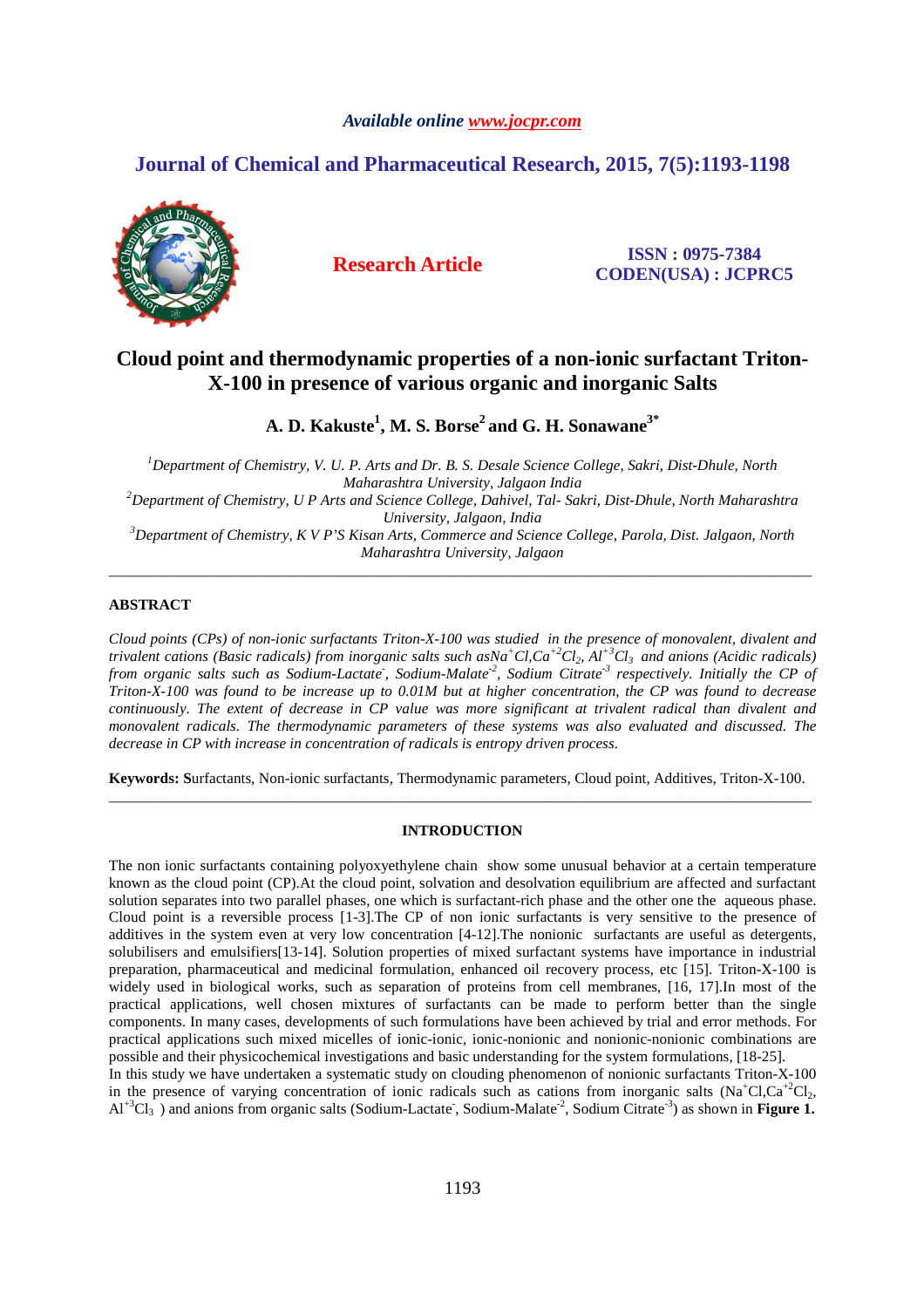*Available online www.jocpr.com*

## Journal of Chemical and Pharmaceutical Research, 2015, 7(5):1193-1198

**Research Article**

**ISSN : 0975-7384**
**CODEN(USA) : JCPRC5**

# Cloud point and thermodynamic properties of a non-ionic surfactant Triton-X-100 in presence of various organic and inorganic Salts

**A. D. Kakuste[1], M. S. Borse[2] and G. H. Sonawane[3*]**

[1]*Department of Chemistry, V. U. P. Arts and Dr. B. S. Desale Science College, Sakri, Dist-Dhule, North Maharashtra University, Jalgaon India*
[2]*Department of Chemistry, U P Arts and Science College, Dahivel, Tal- Sakri, Dist-Dhule, North Maharashtra University, Jalgaon, India*
[3]*Department of Chemistry, K V P'S Kisan Arts, Commerce and Science College, Parola, Dist. Jalgaon, North Maharashtra University, Jalgaon*

---

## ABSTRACT

*Cloud points (CPs) of non-ionic surfactants Triton-X-100 was studied in the presence of monovalent, divalent and trivalent cations (Basic radicals) from inorganic salts such as $Na^{+}Cl$, $Ca^{+2}Cl_2$, $Al^{+3}Cl_3$ and anions (Acidic radicals) from organic salts such as Sodium-Lactate$^{-}$, Sodium-Malate$^{-2}$, Sodium Citrate$^{-3}$ respectively. Initially the CP of Triton-X-100 was found to be increase up to 0.01M but at higher concentration, the CP was found to decrease continuously. The extent of decrease in CP value was more significant at trivalent radical than divalent and monovalent radicals. The thermodynamic parameters of these systems was also evaluated and discussed. The decrease in CP with increase in concentration of radicals is entropy driven process.*

**Keywords: S**urfactants, Non-ionic surfactants, Thermodynamic parameters, Cloud point, Additives, Triton-X-100.

---

## INTRODUCTION

The non ionic surfactants containing polyoxyethylene chain show some unusual behavior at a certain temperature known as the cloud point (CP).At the cloud point, solvation and desolvation equilibrium are affected and surfactant solution separates into two parallel phases, one which is surfactant-rich phase and the other one the aqueous phase. Cloud point is a reversible process [1-3].The CP of non ionic surfactants is very sensitive to the presence of additives in the system even at very low concentration [4-12].The nonionic surfactants are useful as detergents, solubilisers and emulsifiers[13-14]. Solution properties of mixed surfactant systems have importance in industrial preparation, pharmaceutical and medicinal formulation, enhanced oil recovery process, etc [15]. Triton-X-100 is widely used in biological works, such as separation of proteins from cell membranes, [16, 17].In most of the practical applications, well chosen mixtures of surfactants can be made to perform better than the single components. In many cases, developments of such formulations have been achieved by trial and error methods. For practical applications such mixed micelles of ionic-ionic, ionic-nonionic and nonionic-nonionic combinations are possible and their physicochemical investigations and basic understanding for the system formulations, [18-25].

In this study we have undertaken a systematic study on clouding phenomenon of nonionic surfactants Triton-X-100 in the presence of varying concentration of ionic radicals such as cations from inorganic salts ($Na^{+}Cl$, $Ca^{+2}Cl_2$, $Al^{+3}Cl_3$ ) and anions from organic salts (Sodium-Lactate$^{-}$, Sodium-Malate$^{-2}$, Sodium Citrate$^{-3}$) as shown in **Figure 1.**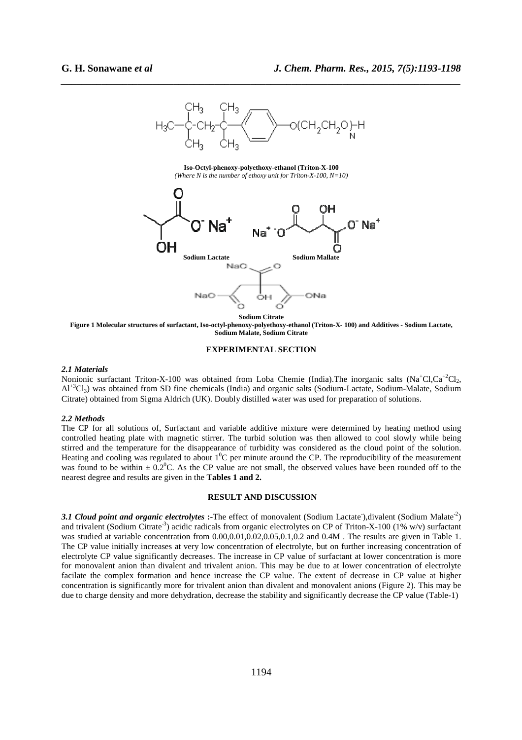**Iso-Octyl-phenoxy-polyethoxy-ethanol (Triton-X-100**

*(Where N is the number of ethoxy unit for Triton-X-100, N=10)*

**Sodium Lactate** **Sodium Mallate**

**Sodium Citrate**

**Figure 1 Molecular structures of surfactant, Iso-octyl-phenoxy-polyethoxy-ethanol (Triton-X- 100) and Additives - Sodium Lactate, Sodium Malate, Sodium Citrate**

## EXPERIMENTAL SECTION

### *2.1 Materials*

Nonionic surfactant Triton-X-100 was obtained from Loba Chemie (India).The inorganic salts ($Na^{+}Cl$,$Ca^{+2}Cl_2$, $Al^{+3}Cl_3$) was obtained from SD fine chemicals (India) and organic salts (Sodium-Lactate, Sodium-Malate, Sodium Citrate) obtained from Sigma Aldrich (UK). Doubly distilled water was used for preparation of solutions.

### *2.2 Methods*

The CP for all solutions of, Surfactant and variable additive mixture were determined by heating method using controlled heating plate with magnetic stirrer. The turbid solution was then allowed to cool slowly while being stirred and the temperature for the disappearance of turbidity was considered as the cloud point of the solution. Heating and cooling was regulated to about $1^{0}C$ per minute around the CP. The reproducibility of the measurement was found to be within $\pm$ $0.2^{0}C$. As the CP value are not small, the observed values have been rounded off to the nearest degree and results are given in the **Tables 1 and 2.**

## RESULT AND DISCUSSION

***3.1 Cloud point and organic electrolytes*** **:-**The effect of monovalent (Sodium Lactate$^{-}$),divalent (Sodium Malate$^{-2}$) and trivalent (Sodium Citrate$^{-3}$) acidic radicals from organic electrolytes on CP of Triton-X-100 (1% w/v) surfactant was studied at variable concentration from 0.00,0.01,0.02,0.05,0.1,0.2 and 0.4M . The results are given in Table 1. The CP value initially increases at very low concentration of electrolyte, but on further increasing concentration of electrolyte CP value significantly decreases. The increase in CP value of surfactant at lower concentration is more for monovalent anion than divalent and trivalent anion. This may be due to at lower concentration of electrolyte facilate the complex formation and hence increase the CP value. The extent of decrease in CP value at higher concentration is significantly more for trivalent anion than divalent and monovalent anions (Figure 2). This may be due to charge density and more dehydration, decrease the stability and significantly decrease the CP value (Table-1)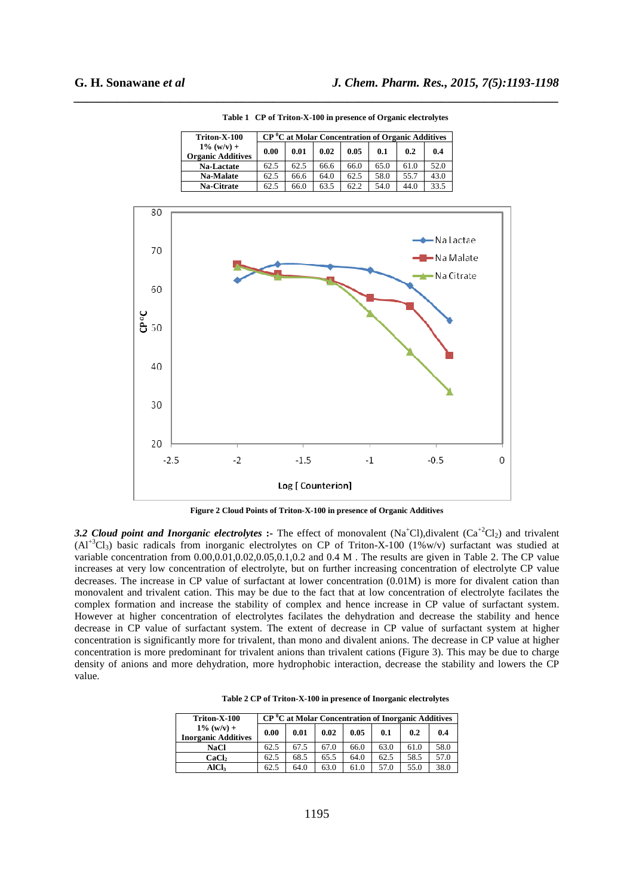Table 1 CP of Triton-X-100 in presence of Organic electrolytes

| Triton-X-100 1% (w/v) + Organic Additives | CP $^0$C at Molar Concentration of Organic Additives | | | | | | |
|---|---|---|---|---|---|---|---|
| | 0.00 | 0.01 | 0.02 | 0.05 | 0.1 | 0.2 | 0.4 |
| Na-Lactate | 62.5 | 62.5 | 66.6 | 66.0 | 65.0 | 61.0 | 52.0 |
| Na-Malate | 62.5 | 66.6 | 64.0 | 62.5 | 58.0 | 55.7 | 43.0 |
| Na-Citrate | 62.5 | 66.0 | 63.5 | 62.2 | 54.0 | 44.0 | 33.5 |

Figure 2 Cloud Points of Triton-X-100 in presence of Organic Additives

***3.2 Cloud point and Inorganic electrolytes* :-** The effect of monovalent ($Na^{+}Cl$),divalent ($Ca^{+2}Cl_2$) and trivalent ($Al^{+3}Cl_3$) basic radicals from inorganic electrolytes on CP of Triton-X-100 (1%w/v) surfactant was studied at variable concentration from 0.00,0.01,0.02,0.05,0.1,0.2 and 0.4 M . The results are given in Table 2. The CP value increases at very low concentration of electrolyte, but on further increasing concentration of electrolyte CP value decreases. The increase in CP value of surfactant at lower concentration (0.01M) is more for divalent cation than monovalent and trivalent cation. This may be due to the fact that at low concentration of electrolyte facilates the complex formation and increase the stability of complex and hence increase in CP value of surfactant system. However at higher concentration of electrolytes facilates the dehydration and decrease the stability and hence decrease in CP value of surfactant system. The extent of decrease in CP value of surfactant system at higher concentration is significantly more for trivalent, than mono and divalent anions. The decrease in CP value at higher concentration is more predominant for trivalent anions than trivalent cations (Figure 3). This may be due to charge density of anions and more dehydration, more hydrophobic interaction, decrease the stability and lowers the CP value.

Table 2 CP of Triton-X-100 in presence of Inorganic electrolytes

| Triton-X-100 1% (w/v) + Inorganic Additives | CP $^0$C at Molar Concentration of Inorganic Additives | | | | | | |
|---|---|---|---|---|---|---|---|
| | 0.00 | 0.01 | 0.02 | 0.05 | 0.1 | 0.2 | 0.4 |
| NaCl | 62.5 | 67.5 | 67.0 | 66.0 | 63.0 | 61.0 | 58.0 |
| $CaCl_2$ | 62.5 | 68.5 | 65.5 | 64.0 | 62.5 | 58.5 | 57.0 |
| $AlCl_3$ | 62.5 | 64.0 | 63.0 | 61.0 | 57.0 | 55.0 | 38.0 |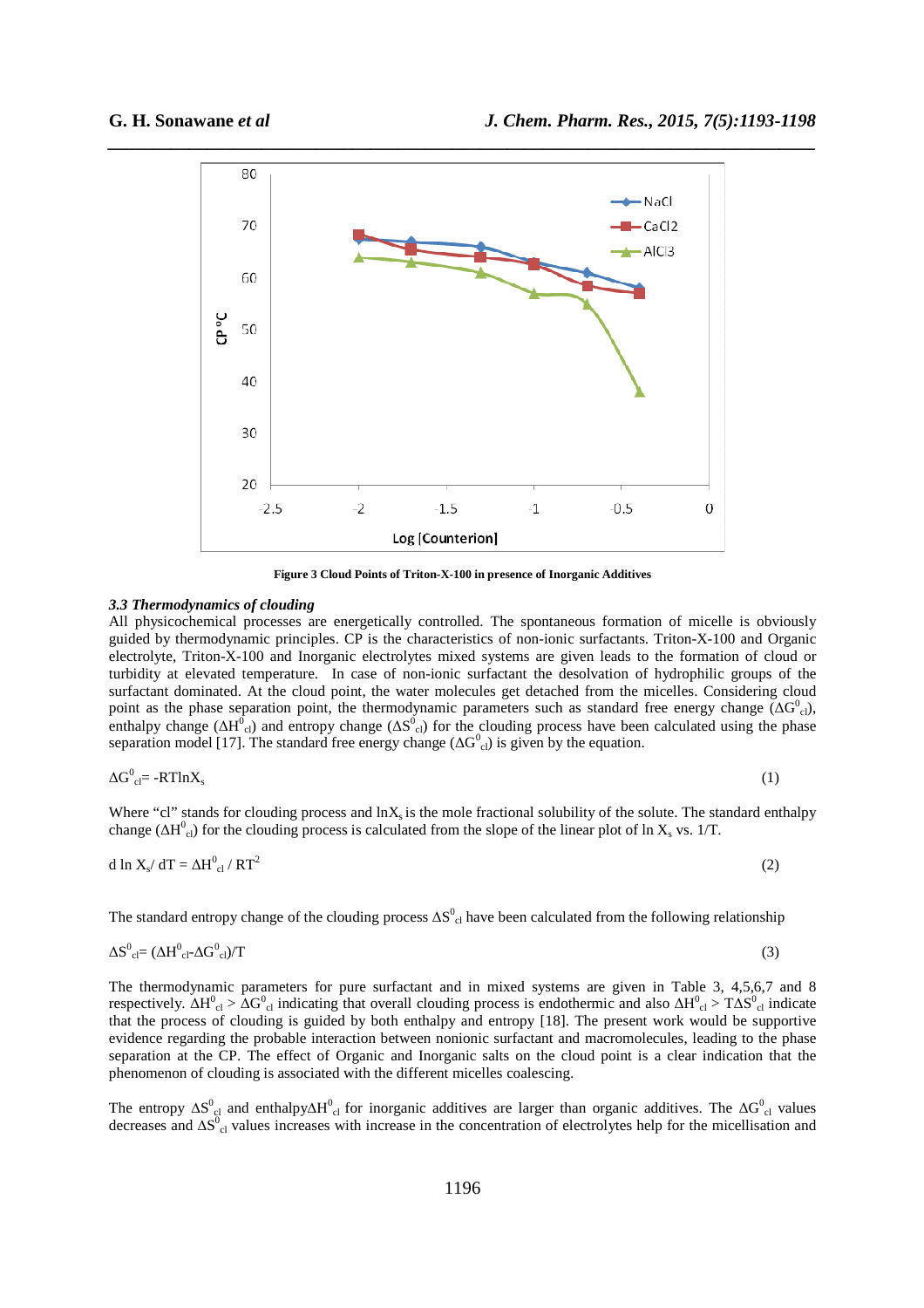Figure 3 Cloud Points of Triton-X-100 in presence of Inorganic Additives

### *3.3 Thermodynamics of clouding*

All physicochemical processes are energetically controlled. The spontaneous formation of micelle is obviously guided by thermodynamic principles. CP is the characteristics of non-ionic surfactants. Triton-X-100 and Organic electrolyte, Triton-X-100 and Inorganic electrolytes mixed systems are given leads to the formation of cloud or turbidity at elevated temperature. In case of non-ionic surfactant the desolvation of hydrophilic groups of the surfactant dominated. At the cloud point, the water molecules get detached from the micelles. Considering cloud point as the phase separation point, the thermodynamic parameters such as standard free energy change ($\Delta G^0_{cl}$), enthalpy change ($\Delta H^0_{cl}$) and entropy change ($\Delta S^0_{cl}$) for the clouding process have been calculated using the phase separation model [17]. The standard free energy change ($\Delta G^0_{cl}$) is given by the equation.

$$\Delta G^0_{cl} = -RT\ln X_s \qquad (1)$$

Where "cl" stands for clouding process and $\ln X_s$ is the mole fractional solubility of the solute. The standard enthalpy change ($\Delta H^0_{cl}$) for the clouding process is calculated from the slope of the linear plot of $\ln X_s$ vs. $1/T$.

$$d \ln X_s / dT = \Delta H^0_{cl} / RT^2 \qquad (2)$$

The standard entropy change of the clouding process $\Delta S^0_{cl}$ have been calculated from the following relationship

$$\Delta S^0_{cl} = (\Delta H^0_{cl} - \Delta G^0_{cl})/T \qquad (3)$$

The thermodynamic parameters for pure surfactant and in mixed systems are given in Table 3, 4,5,6,7 and 8 respectively. $\Delta H^0_{cl} > \Delta G^0_{cl}$ indicating that overall clouding process is endothermic and also $\Delta H^0_{cl} > T\Delta S^0_{cl}$ indicate that the process of clouding is guided by both enthalpy and entropy [18]. The present work would be supportive evidence regarding the probable interaction between nonionic surfactant and macromolecules, leading to the phase separation at the CP. The effect of Organic and Inorganic salts on the cloud point is a clear indication that the phenomenon of clouding is associated with the different micelles coalescing.

The entropy $\Delta S^0_{cl}$ and enthalpy$\Delta H^0_{cl}$ for inorganic additives are larger than organic additives. The $\Delta G^0_{cl}$ values decreases and $\Delta S^0_{cl}$ values increases with increase in the concentration of electrolytes help for the micellisation and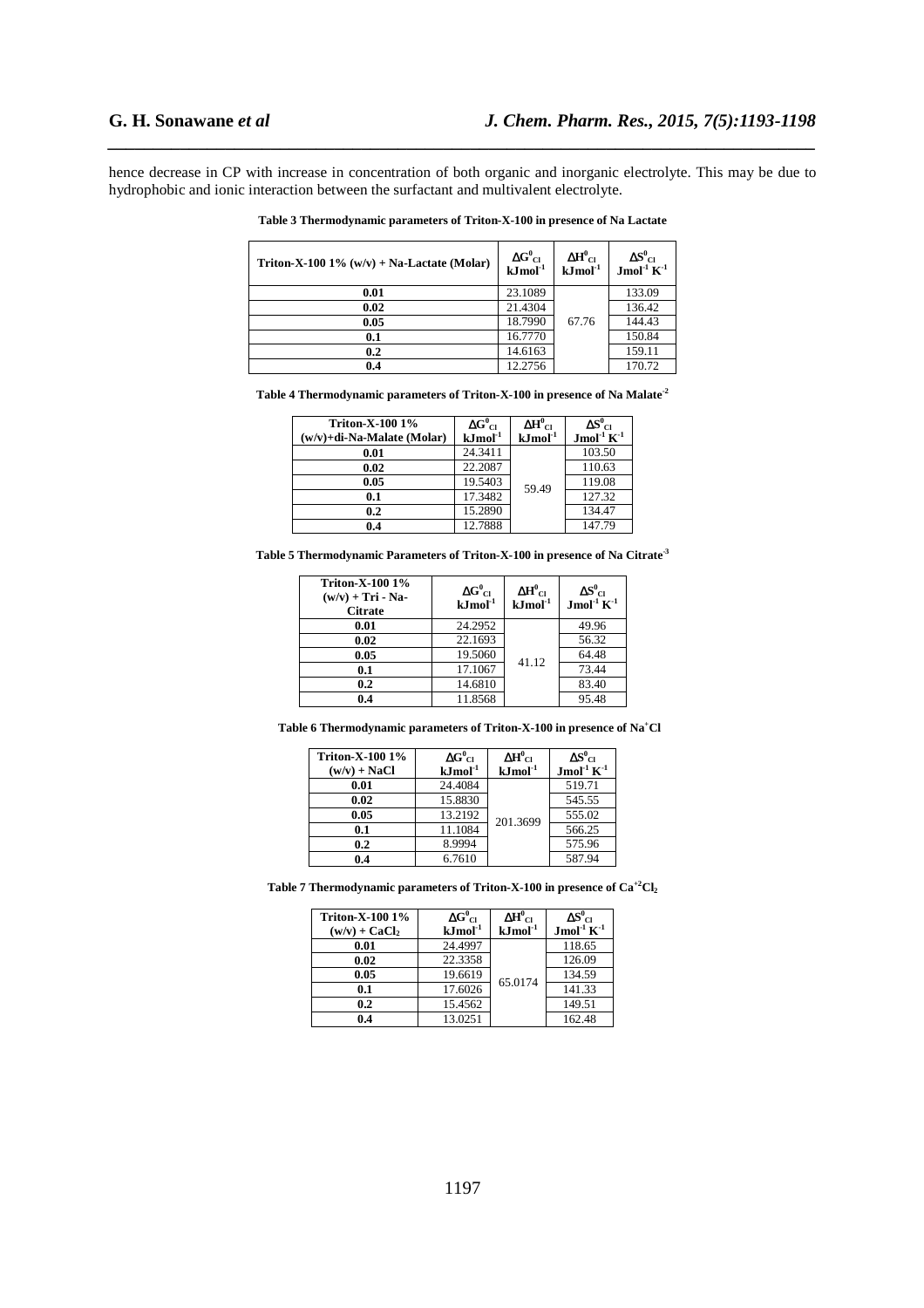hence decrease in CP with increase in concentration of both organic and inorganic electrolyte. This may be due to hydrophobic and ionic interaction between the surfactant and multivalent electrolyte.

**Table 3 Thermodynamic parameters of Triton-X-100 in presence of Na Lactate**

| Triton-X-100 1% (w/v) + Na-Lactate (Molar) | $\Delta G^0_{CI}$ $kJmol^{-1}$ | $\Delta H^0_{CI}$ $kJmol^{-1}$ | $\Delta S^0_{CI}$ $Jmol^{-1} K^{-1}$ |
|---|---|---|---|
| 0.01 | 23.1089 | 67.76 | 133.09 |
| 0.02 | 21.4304 | | 136.42 |
| 0.05 | 18.7990 | | 144.43 |
| 0.1 | 16.7770 | | 150.84 |
| 0.2 | 14.6163 | | 159.11 |
| 0.4 | 12.2756 | | 170.72 |

**Table 4 Thermodynamic parameters of Triton-X-100 in presence of Na Malate$^{-2}$**

| Triton-X-100 1% (w/v)+di-Na-Malate (Molar) | $\Delta G^0_{CI}$ $kJmol^{-1}$ | $\Delta H^0_{CI}$ $kJmol^{-1}$ | $\Delta S^0_{CI}$ $Jmol^{-1} K^{-1}$ |
|---|---|---|---|
| 0.01 | 24.3411 | 59.49 | 103.50 |
| 0.02 | 22.2087 | | 110.63 |
| 0.05 | 19.5403 | | 119.08 |
| 0.1 | 17.3482 | | 127.32 |
| 0.2 | 15.2890 | | 134.47 |
| 0.4 | 12.7888 | | 147.79 |

**Table 5 Thermodynamic Parameters of Triton-X-100 in presence of Na Citrate$^{-3}$**

| Triton-X-100 1% (w/v) + Tri - Na-Citrate | $\Delta G^0_{CI}$ $kJmol^{-1}$ | $\Delta H^0_{CI}$ $kJmol^{-1}$ | $\Delta S^0_{CI}$ $Jmol^{-1} K^{-1}$ |
|---|---|---|---|
| 0.01 | 24.2952 | 41.12 | 49.96 |
| 0.02 | 22.1693 | | 56.32 |
| 0.05 | 19.5060 | | 64.48 |
| 0.1 | 17.1067 | | 73.44 |
| 0.2 | 14.6810 | | 83.40 |
| 0.4 | 11.8568 | | 95.48 |

**Table 6 Thermodynamic parameters of Triton-X-100 in presence of $Na^+Cl$**

| Triton-X-100 1% (w/v) + NaCl | $\Delta G^0_{CI}$ $kJmol^{-1}$ | $\Delta H^0_{CI}$ $kJmol^{-1}$ | $\Delta S^0_{CI}$ $Jmol^{-1} K^{-1}$ |
|---|---|---|---|
| 0.01 | 24.4084 | 201.3699 | 519.71 |
| 0.02 | 15.8830 | | 545.55 |
| 0.05 | 13.2192 | | 555.02 |
| 0.1 | 11.1084 | | 566.25 |
| 0.2 | 8.9994 | | 575.96 |
| 0.4 | 6.7610 | | 587.94 |

**Table 7 Thermodynamic parameters of Triton-X-100 in presence of $Ca^{+2}Cl_2$**

| Triton-X-100 1% (w/v) + $CaCl_2$ | $\Delta G^0_{CI}$ $kJmol^{-1}$ | $\Delta H^0_{CI}$ $kJmol^{-1}$ | $\Delta S^0_{CI}$ $Jmol^{-1} K^{-1}$ |
|---|---|---|---|
| 0.01 | 24.4997 | 65.0174 | 118.65 |
| 0.02 | 22.3358 | | 126.09 |
| 0.05 | 19.6619 | | 134.59 |
| 0.1 | 17.6026 | | 141.33 |
| 0.2 | 15.4562 | | 149.51 |
| 0.4 | 13.0251 | | 162.48 |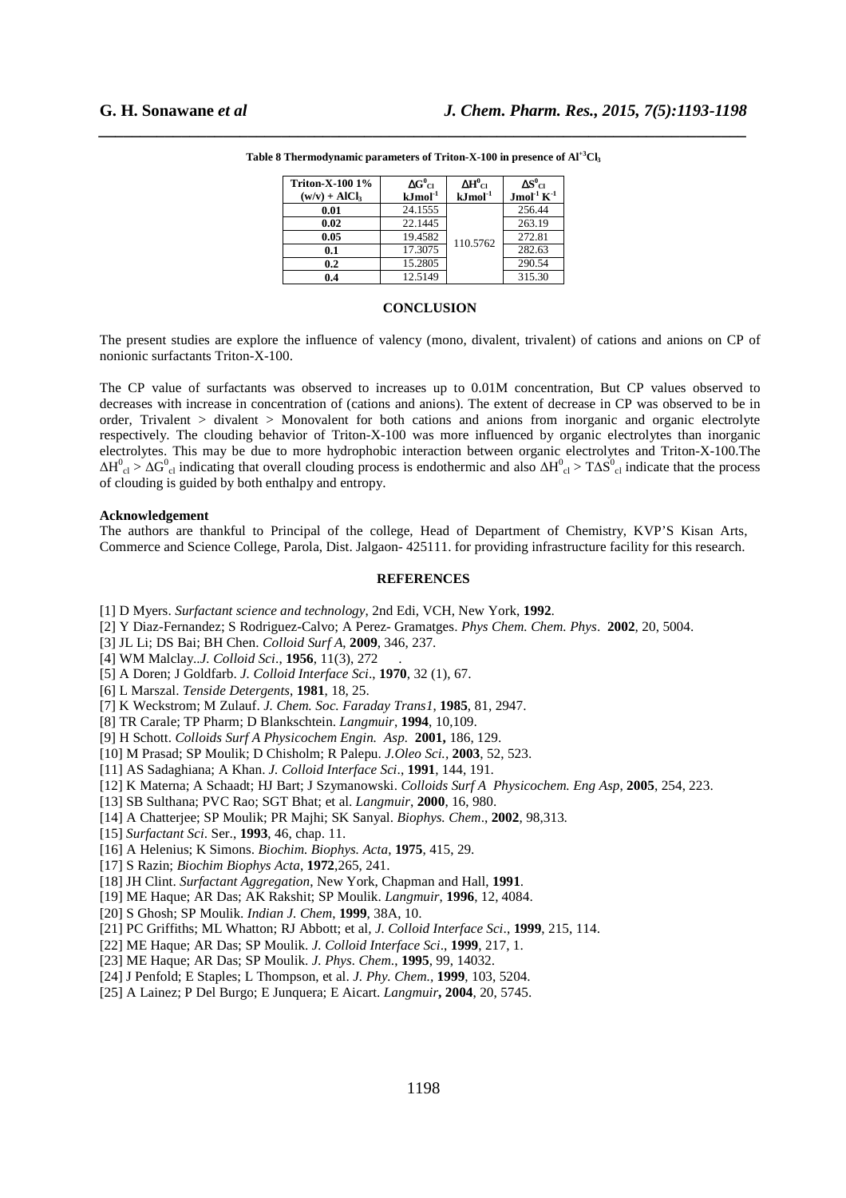**Table 8 Thermodynamic parameters of Triton-X-100 in presence of $Al^{+3}Cl_3$**

| Triton-X-100 1% (w/v) + $AlCl_3$ | $\Delta G^0_{Cl}$ $kJmol^{-1}$ | $\Delta H^0_{Cl}$ $kJmol^{-1}$ | $\Delta S^0_{Cl}$ $Jmol^{-1} K^{-1}$ |
|---|---|---|---|
| **0.01** | 24.1555 | 110.5762 | 256.44 |
| **0.02** | 22.1445 | | 263.19 |
| **0.05** | 19.4582 | | 272.81 |
| **0.1** | 17.3075 | | 282.63 |
| **0.2** | 15.2805 | | 290.54 |
| **0.4** | 12.5149 | | 315.30 |

## CONCLUSION

The present studies are explore the influence of valency (mono, divalent, trivalent) of cations and anions on CP of nonionic surfactants Triton-X-100.

The CP value of surfactants was observed to increases up to 0.01M concentration, But CP values observed to decreases with increase in concentration of (cations and anions). The extent of decrease in CP was observed to be in order, Trivalent > divalent > Monovalent for both cations and anions from inorganic and organic electrolyte respectively. The clouding behavior of Triton-X-100 was more influenced by organic electrolytes than inorganic electrolytes. This may be due to more hydrophobic interaction between organic electrolytes and Triton-X-100.The $\Delta H^0_{cl} > \Delta G^0_{cl}$ indicating that overall clouding process is endothermic and also $\Delta H^0_{cl} > T\Delta S^0_{cl}$ indicate that the process of clouding is guided by both enthalpy and entropy.

**Acknowledgement**

The authors are thankful to Principal of the college, Head of Department of Chemistry, KVP'S Kisan Arts, Commerce and Science College, Parola, Dist. Jalgaon- 425111. for providing infrastructure facility for this research.

## REFERENCES

[1] D Myers. *Surfactant science and technology*, 2nd Edi, VCH, New York, **1992**.

[2] Y Diaz-Fernandez; S Rodriguez-Calvo; A Perez- Gramatges. *Phys Chem. Chem. Phys*. **2002**, 20, 5004.

[3] JL Li; DS Bai; BH Chen. *Colloid Surf A*, **2009**, 346, 237.

[4] WM Malclay..*J. Colloid Sci*., **1956**, 11(3), 272 .

[5] A Doren; J Goldfarb. *J. Colloid Interface Sci*., **1970**, 32 (1), 67.

[6] L Marszal. *Tenside Detergents*, **1981**, 18, 25.

[7] K Weckstrom; M Zulauf. *J. Chem. Soc. Faraday Trans1*, **1985**, 81, 2947.

[8] TR Carale; TP Pharm; D Blankschtein. *Langmuir*, **1994**, 10,109.

[9] H Schott. *Colloids Surf A Physicochem Engin. Asp.* **2001,** 186, 129.

[10] M Prasad; SP Moulik; D Chisholm; R Palepu. *J.Oleo Sci.*, **2003**, 52, 523.

[11] AS Sadaghiana; A Khan. *J. Colloid Interface Sci*., **1991**, 144, 191.

[12] K Materna; A Schaadt; HJ Bart; J Szymanowski. *Colloids Surf A Physicochem. Eng Asp*, **2005**, 254, 223.

[13] SB Sulthana; PVC Rao; SGT Bhat; et al. *Langmuir*, **2000**, 16, 980.

[14] A Chatterjee; SP Moulik; PR Majhi; SK Sanyal. *Biophys. Chem*., **2002**, 98,313.

[15] *Surfactant Sci.* Ser., **1993**, 46, chap. 11.

[16] A Helenius; K Simons. *Biochim. Biophys. Acta*, **1975**, 415, 29.

[17] S Razin; *Biochim Biophys Acta*, **1972**,265, 241.

[18] JH Clint. *Surfactant Aggregation*, New York, Chapman and Hall, **1991**.

[19] ME Haque; AR Das; AK Rakshit; SP Moulik. *Langmuir*, **1996**, 12, 4084.

[20] S Ghosh; SP Moulik. *Indian J. Chem*, **1999**, 38A, 10.

[21] PC Griffiths; ML Whatton; RJ Abbott; et al, *J. Colloid Interface Sci*., **1999**, 215, 114.

[22] ME Haque; AR Das; SP Moulik. *J. Colloid Interface Sci*., **1999**, 217, 1.

[23] ME Haque; AR Das; SP Moulik. *J. Phys. Chem*., **1995**, 99, 14032.

[24] J Penfold; E Staples; L Thompson, et al. *J. Phy. Chem.*, **1999**, 103, 5204.

[25] A Lainez; P Del Burgo; E Junquera; E Aicart. *Langmuir***, 2004**, 20, 5745.